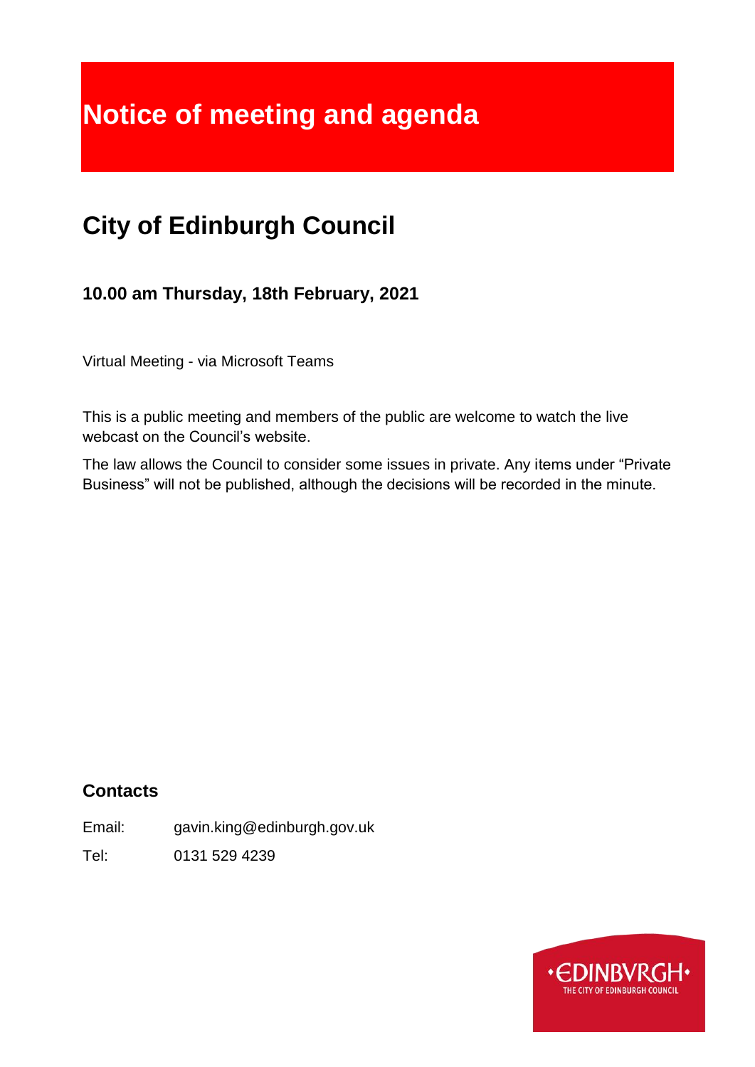# Notice of meeting and agenda

## City of Edinburgh Council

### 10.00 am Thursday, 18th February, 2021

Virtual Meeting - via Microsoft Teams

This is a public meeting and members of the public are welcome to watch the live webcast on the Council's website.

The law allows the Council to consider some issues in private. Any items under "Private Business" will not be published, although the decisions will be recorded in the minute.

### Contacts

Email: gavin.king@edinburgh.gov.uk

Tel: 0131 529 4239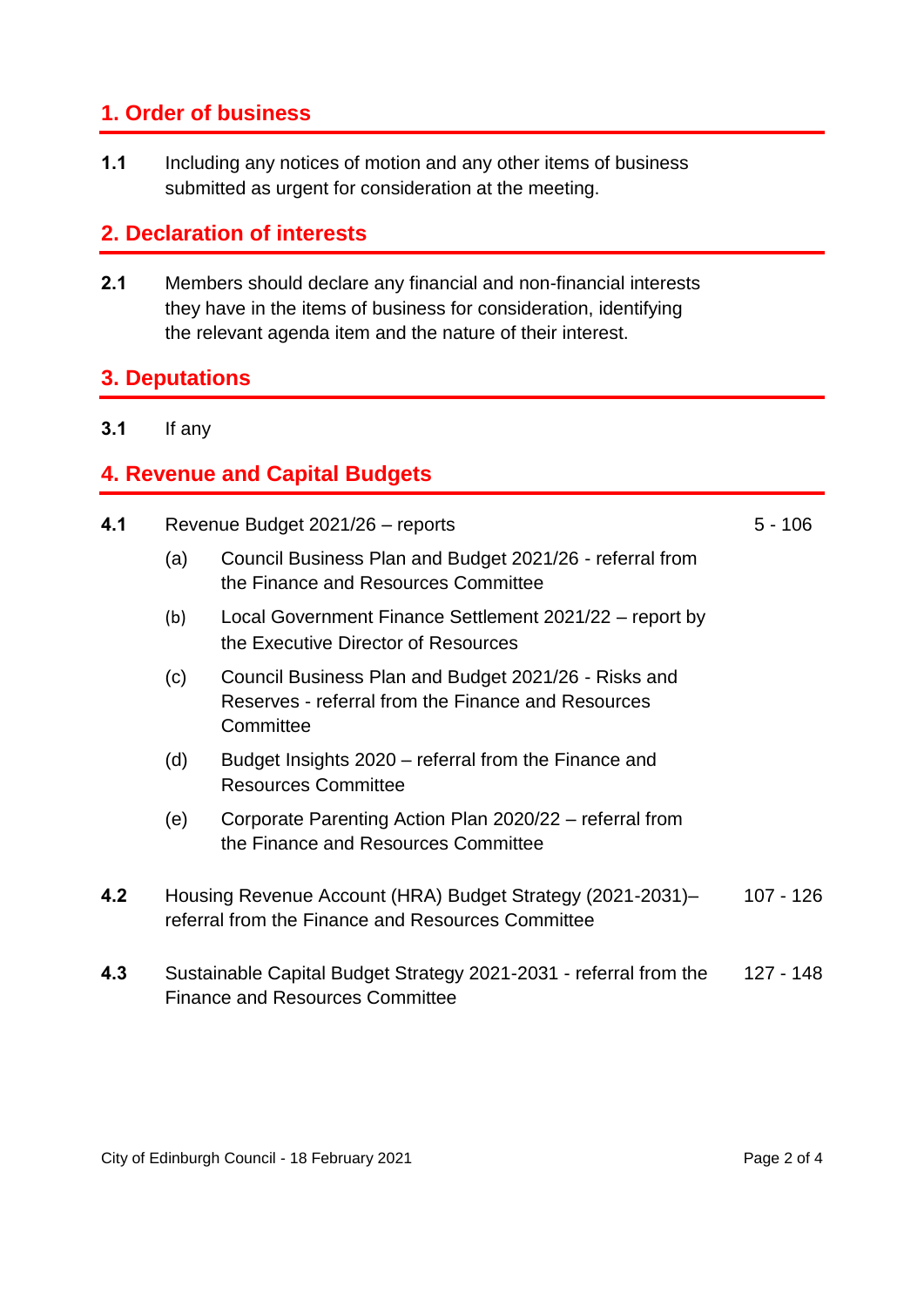## 1. Order of business

**1.1** Including any notices of motion and any other items of business submitted as urgent for consideration at the meeting.

## 2. Declaration of interests

**2.1** Members should declare any financial and non-financial interests they have in the items of business for consideration, identifying the relevant agenda item and the nature of their interest.

## 3. Deputations

**3.1** If any

## 4. Revenue and Capital Budgets

**4.1** Revenue Budget 2021/26 – reports — 5 - 106

(a) Council Business Plan and Budget 2021/26 - referral from the Finance and Resources Committee

(b) Local Government Finance Settlement 2021/22 – report by the Executive Director of Resources

(c) Council Business Plan and Budget 2021/26 - Risks and Reserves - referral from the Finance and Resources Committee

(d) Budget Insights 2020 – referral from the Finance and Resources Committee

(e) Corporate Parenting Action Plan 2020/22 – referral from the Finance and Resources Committee

**4.2** Housing Revenue Account (HRA) Budget Strategy (2021-2031)– referral from the Finance and Resources Committee — 107 - 126

**4.3** Sustainable Capital Budget Strategy 2021-2031 - referral from the Finance and Resources Committee — 127 - 148

City of Edinburgh Council - 18 February 2021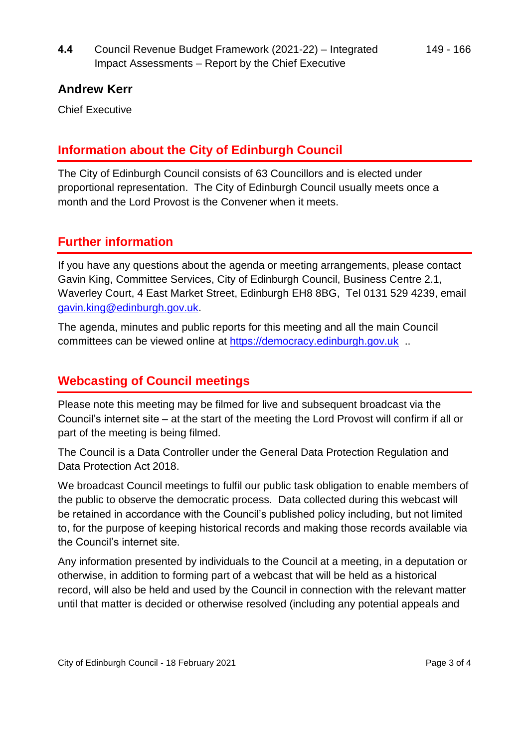**4.4** Council Revenue Budget Framework (2021-22) – Integrated Impact Assessments – Report by the Chief Executive — 149 - 166

**Andrew Kerr**

Chief Executive

## Information about the City of Edinburgh Council

The City of Edinburgh Council consists of 63 Councillors and is elected under proportional representation. The City of Edinburgh Council usually meets once a month and the Lord Provost is the Convener when it meets.

## Further information

If you have any questions about the agenda or meeting arrangements, please contact Gavin King, Committee Services, City of Edinburgh Council, Business Centre 2.1, Waverley Court, 4 East Market Street, Edinburgh EH8 8BG, Tel 0131 529 4239, email gavin.king@edinburgh.gov.uk.

The agenda, minutes and public reports for this meeting and all the main Council committees can be viewed online at https://democracy.edinburgh.gov.uk ..

## Webcasting of Council meetings

Please note this meeting may be filmed for live and subsequent broadcast via the Council's internet site – at the start of the meeting the Lord Provost will confirm if all or part of the meeting is being filmed.

The Council is a Data Controller under the General Data Protection Regulation and Data Protection Act 2018.

We broadcast Council meetings to fulfil our public task obligation to enable members of the public to observe the democratic process. Data collected during this webcast will be retained in accordance with the Council's published policy including, but not limited to, for the purpose of keeping historical records and making those records available via the Council's internet site.

Any information presented by individuals to the Council at a meeting, in a deputation or otherwise, in addition to forming part of a webcast that will be held as a historical record, will also be held and used by the Council in connection with the relevant matter until that matter is decided or otherwise resolved (including any potential appeals and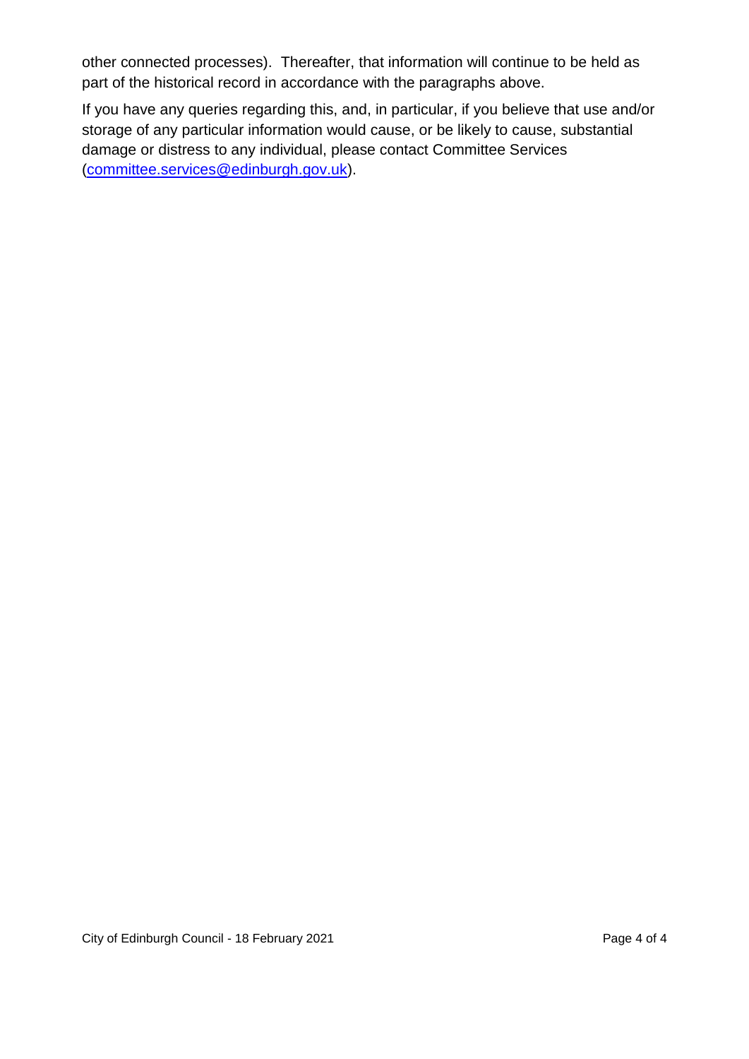other connected processes). Thereafter, that information will continue to be held as part of the historical record in accordance with the paragraphs above.

If you have any queries regarding this, and, in particular, if you believe that use and/or storage of any particular information would cause, or be likely to cause, substantial damage or distress to any individual, please contact Committee Services (committee.services@edinburgh.gov.uk).